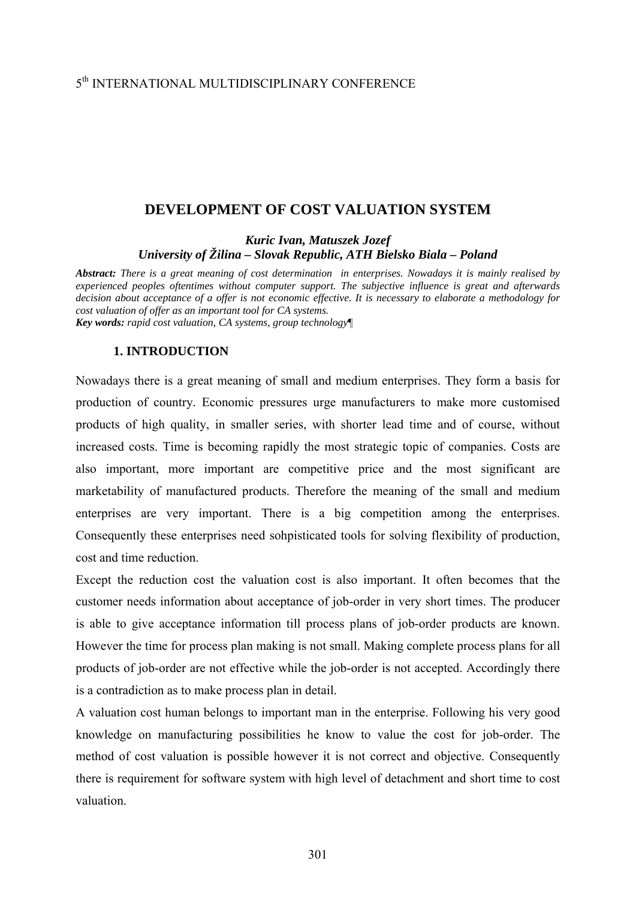5th INTERNATIONAL MULTIDISCIPLINARY CONFERENCE

# DEVELOPMENT OF COST VALUATION SYSTEM

***Kuric Ivan, Matuszek Jozef***
***University of Žilina – Slovak Republic, ATH Bielsko Biala – Poland***

***Abstract:*** *There is a great meaning of cost determination in enterprises. Nowadays it is mainly realised by experienced peoples oftentimes without computer support. The subjective influence is great and afterwards decision about acceptance of a offer is not economic effective. It is necessary to elaborate a methodology for cost valuation of offer as an important tool for CA systems.*
***Key words:*** *rapid cost valuation, CA systems, group technology*¶

## 1. INTRODUCTION

Nowadays there is a great meaning of small and medium enterprises. They form a basis for production of country. Economic pressures urge manufacturers to make more customised products of high quality, in smaller series, with shorter lead time and of course, without increased costs. Time is becoming rapidly the most strategic topic of companies. Costs are also important, more important are competitive price and the most significant are marketability of manufactured products. Therefore the meaning of the small and medium enterprises are very important. There is a big competition among the enterprises. Consequently these enterprises need sohpisticated tools for solving flexibility of production, cost and time reduction.

Except the reduction cost the valuation cost is also important. It often becomes that the customer needs information about acceptance of job-order in very short times. The producer is able to give acceptance information till process plans of job-order products are known. However the time for process plan making is not small. Making complete process plans for all products of job-order are not effective while the job-order is not accepted. Accordingly there is a contradiction as to make process plan in detail.

A valuation cost human belongs to important man in the enterprise. Following his very good knowledge on manufacturing possibilities he know to value the cost for job-order. The method of cost valuation is possible however it is not correct and objective. Consequently there is requirement for software system with high level of detachment and short time to cost valuation.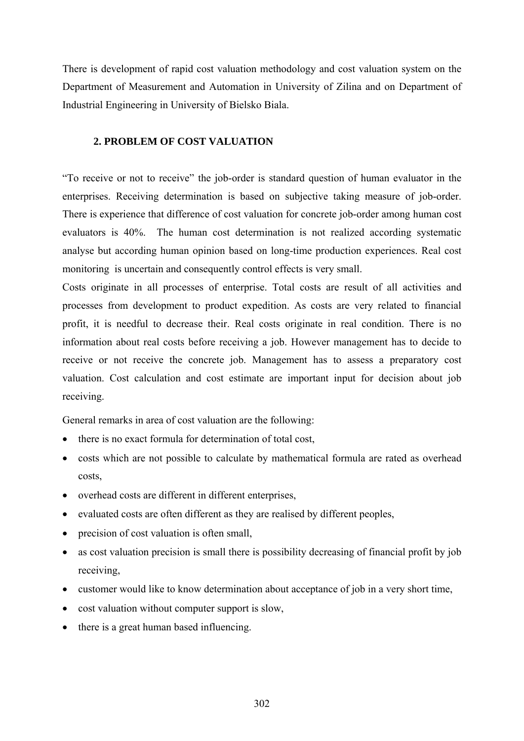There is development of rapid cost valuation methodology and cost valuation system on the Department of Measurement and Automation in University of Zilina and on Department of Industrial Engineering in University of Bielsko Biala.

## 2. PROBLEM OF COST VALUATION

"To receive or not to receive" the job-order is standard question of human evaluator in the enterprises. Receiving determination is based on subjective taking measure of job-order. There is experience that difference of cost valuation for concrete job-order among human cost evaluators is 40%. The human cost determination is not realized according systematic analyse but according human opinion based on long-time production experiences. Real cost monitoring is uncertain and consequently control effects is very small.

Costs originate in all processes of enterprise. Total costs are result of all activities and processes from development to product expedition. As costs are very related to financial profit, it is needful to decrease their. Real costs originate in real condition. There is no information about real costs before receiving a job. However management has to decide to receive or not receive the concrete job. Management has to assess a preparatory cost valuation. Cost calculation and cost estimate are important input for decision about job receiving.

General remarks in area of cost valuation are the following:

- there is no exact formula for determination of total cost,
- costs which are not possible to calculate by mathematical formula are rated as overhead costs,
- overhead costs are different in different enterprises,
- evaluated costs are often different as they are realised by different peoples,
- precision of cost valuation is often small,
- as cost valuation precision is small there is possibility decreasing of financial profit by job receiving,
- customer would like to know determination about acceptance of job in a very short time,
- cost valuation without computer support is slow,
- there is a great human based influencing.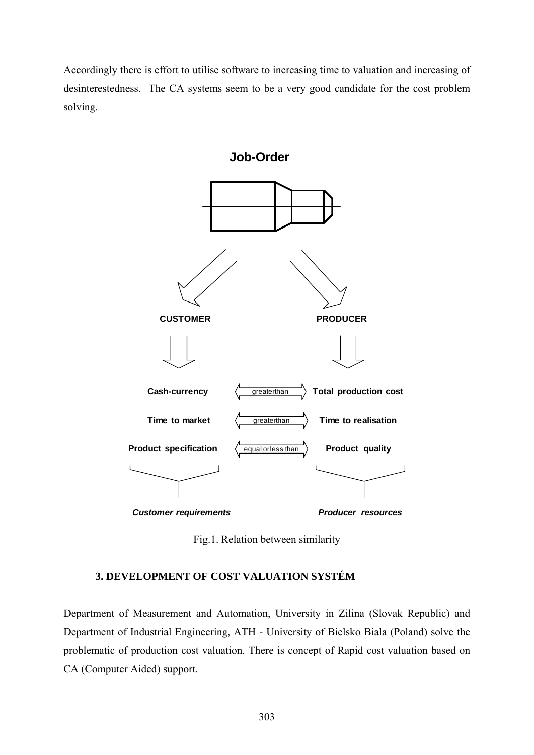Accordingly there is effort to utilise software to increasing time to valuation and increasing of desinterestedness. The CA systems seem to be a very good candidate for the cost problem solving.

**Job-Order**

**CUSTOMER** | **PRODUCER**

| **Cash-currency** | greaterthan | **Total production cost** |
|---|---|---|
| **Time to market** | greaterthan | **Time to realisation** |
| **Product specification** | equal or less than | **Product quality** |

***Customer requirements*** | ***Producer resources***

Fig.1. Relation between similarity

### 3. DEVELOPMENT OF COST VALUATION SYSTÉM

Department of Measurement and Automation, University in Zilina (Slovak Republic) and Department of Industrial Engineering, ATH - University of Bielsko Biala (Poland) solve the problematic of production cost valuation. There is concept of Rapid cost valuation based on CA (Computer Aided) support.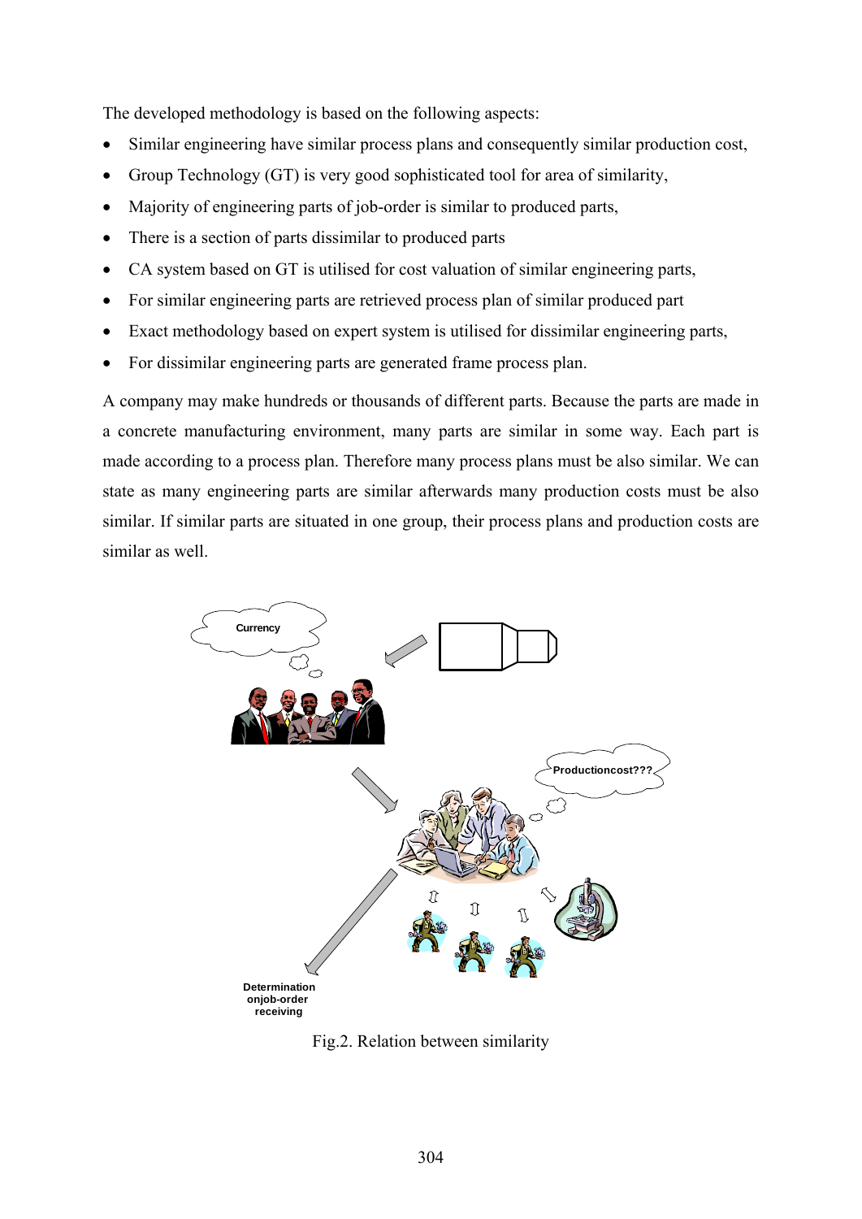The developed methodology is based on the following aspects:

- Similar engineering have similar process plans and consequently similar production cost,
- Group Technology (GT) is very good sophisticated tool for area of similarity,
- Majority of engineering parts of job-order is similar to produced parts,
- There is a section of parts dissimilar to produced parts
- CA system based on GT is utilised for cost valuation of similar engineering parts,
- For similar engineering parts are retrieved process plan of similar produced part
- Exact methodology based on expert system is utilised for dissimilar engineering parts,
- For dissimilar engineering parts are generated frame process plan.

A company may make hundreds or thousands of different parts. Because the parts are made in a concrete manufacturing environment, many parts are similar in some way. Each part is made according to a process plan. Therefore many process plans must be also similar. We can state as many engineering parts are similar afterwards many production costs must be also similar. If similar parts are situated in one group, their process plans and production costs are similar as well.

Currency

Productioncost???

Determination onjob-order receiving

Fig.2. Relation between similarity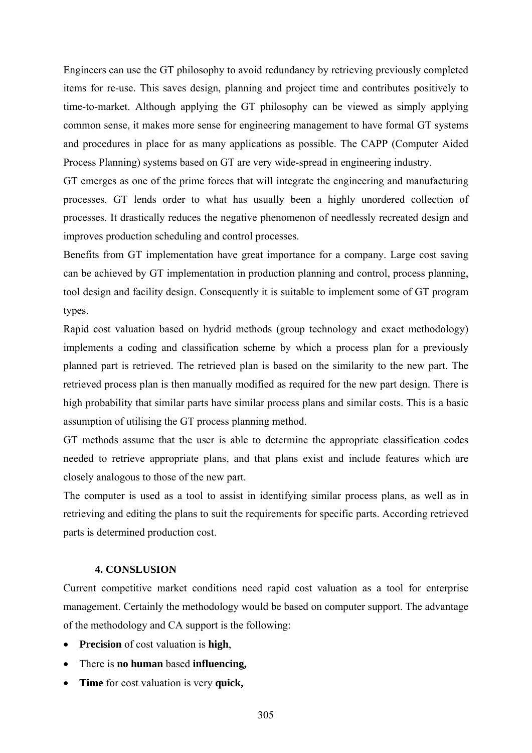Engineers can use the GT philosophy to avoid redundancy by retrieving previously completed items for re-use. This saves design, planning and project time and contributes positively to time-to-market. Although applying the GT philosophy can be viewed as simply applying common sense, it makes more sense for engineering management to have formal GT systems and procedures in place for as many applications as possible. The CAPP (Computer Aided Process Planning) systems based on GT are very wide-spread in engineering industry.

GT emerges as one of the prime forces that will integrate the engineering and manufacturing processes. GT lends order to what has usually been a highly unordered collection of processes. It drastically reduces the negative phenomenon of needlessly recreated design and improves production scheduling and control processes.

Benefits from GT implementation have great importance for a company. Large cost saving can be achieved by GT implementation in production planning and control, process planning, tool design and facility design. Consequently it is suitable to implement some of GT program types.

Rapid cost valuation based on hydrid methods (group technology and exact methodology) implements a coding and classification scheme by which a process plan for a previously planned part is retrieved. The retrieved plan is based on the similarity to the new part. The retrieved process plan is then manually modified as required for the new part design. There is high probability that similar parts have similar process plans and similar costs. This is a basic assumption of utilising the GT process planning method.

GT methods assume that the user is able to determine the appropriate classification codes needed to retrieve appropriate plans, and that plans exist and include features which are closely analogous to those of the new part.

The computer is used as a tool to assist in identifying similar process plans, as well as in retrieving and editing the plans to suit the requirements for specific parts. According retrieved parts is determined production cost.

## 4. CONSLUSION

Current competitive market conditions need rapid cost valuation as a tool for enterprise management. Certainly the methodology would be based on computer support. The advantage of the methodology and CA support is the following:

- **Precision** of cost valuation is **high**,
- There is **no human** based **influencing,**
- **Time** for cost valuation is very **quick,**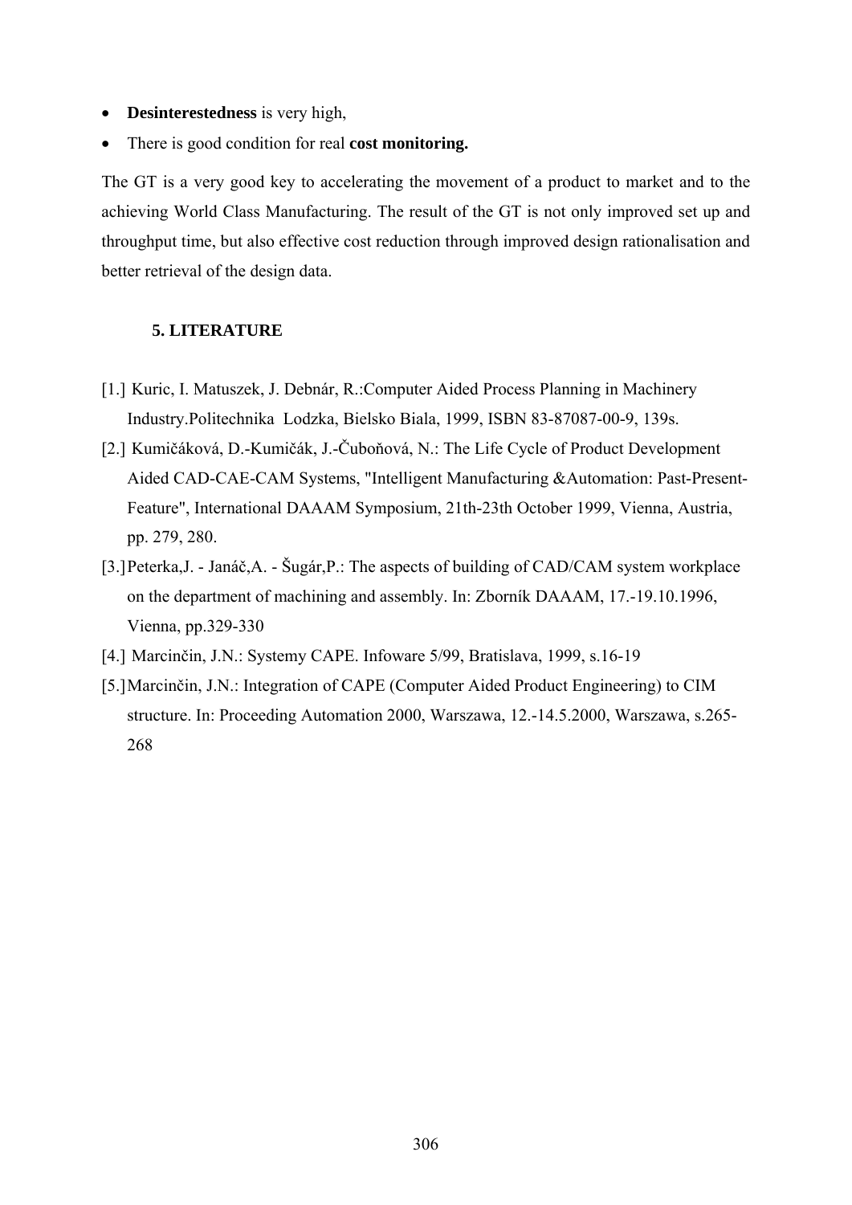- **Desinterestedness** is very high,
- There is good condition for real **cost monitoring.**

The GT is a very good key to accelerating the movement of a product to market and to the achieving World Class Manufacturing. The result of the GT is not only improved set up and throughput time, but also effective cost reduction through improved design rationalisation and better retrieval of the design data.

## 5. LITERATURE

[1.] Kuric, I. Matuszek, J. Debnár, R.:Computer Aided Process Planning in Machinery Industry.Politechnika Lodzka, Bielsko Biala, 1999, ISBN 83-87087-00-9, 139s.

[2.] Kumičáková, D.-Kumičák, J.-Čuboňová, N.: The Life Cycle of Product Development Aided CAD-CAE-CAM Systems, "Intelligent Manufacturing &Automation: Past-Present-Feature", International DAAAM Symposium, 21th-23th October 1999, Vienna, Austria, pp. 279, 280.

[3.] Peterka,J. - Janáč,A. - Šugár,P.: The aspects of building of CAD/CAM system workplace on the department of machining and assembly. In: Zborník DAAAM, 17.-19.10.1996, Vienna, pp.329-330

[4.] Marcinčin, J.N.: Systemy CAPE. Infoware 5/99, Bratislava, 1999, s.16-19

[5.] Marcinčin, J.N.: Integration of CAPE (Computer Aided Product Engineering) to CIM structure. In: Proceeding Automation 2000, Warszawa, 12.-14.5.2000, Warszawa, s.265-268